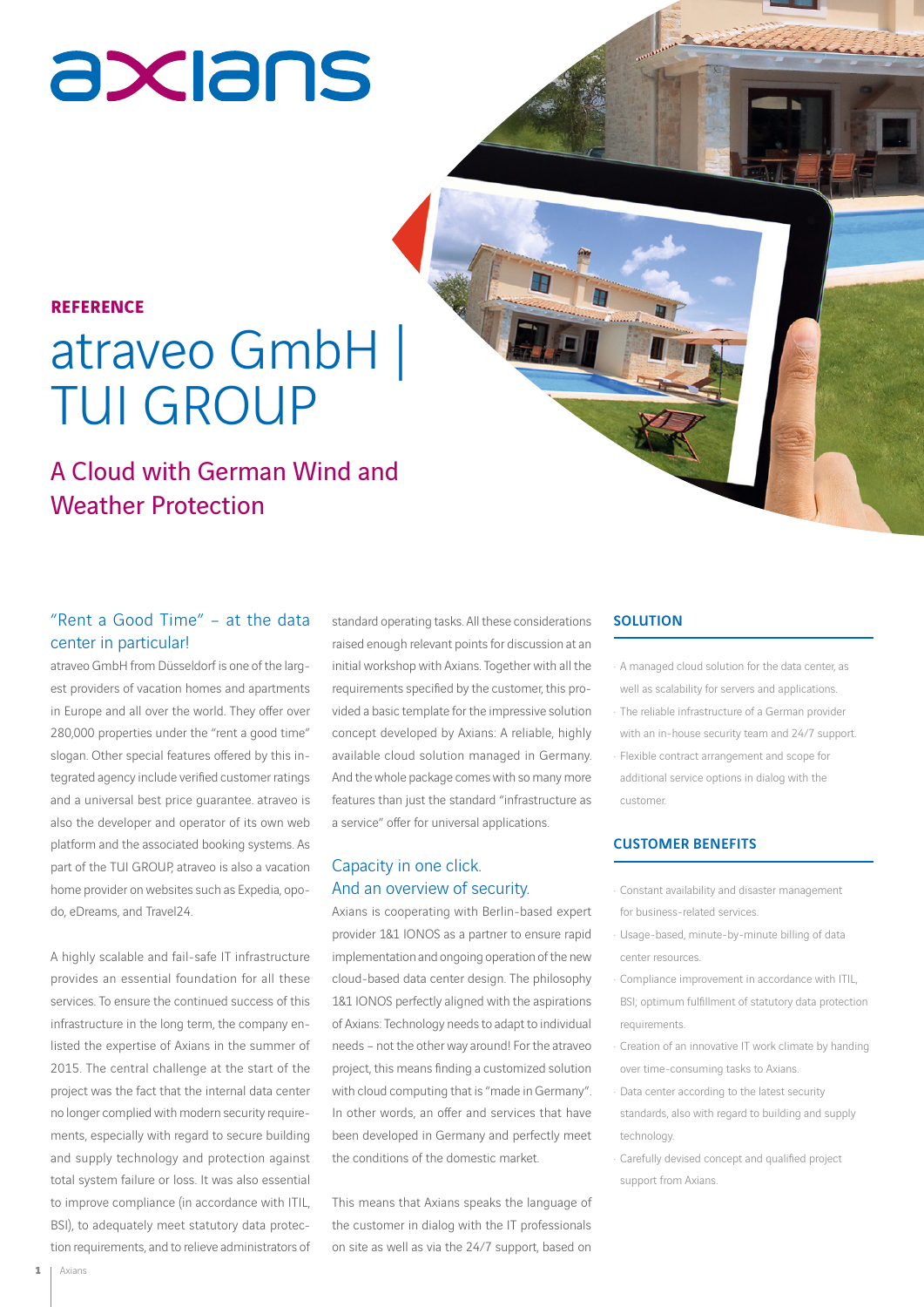axians

**REFERENCE**

# atraveo GmbH | TUI GROUP

## A Cloud with German Wind and Weather Protection

### "Rent a Good Time" – at the data center in particular!

atraveo GmbH from Düsseldorf is one of the largest providers of vacation homes and apartments in Europe and all over the world. They offer over 280,000 properties under the "rent a good time" slogan. Other special features offered by this integrated agency include verified customer ratings and a universal best price guarantee. atraveo is also the developer and operator of its own web platform and the associated booking systems. As part of the TUI GROUP, atraveo is also a vacation home provider on websites such as Expedia, opodo, eDreams, and Travel24.

A highly scalable and fail-safe IT infrastructure provides an essential foundation for all these services. To ensure the continued success of this infrastructure in the long term, the company enlisted the expertise of Axians in the summer of 2015. The central challenge at the start of the project was the fact that the internal data center no longer complied with modern security requirements, especially with regard to secure building and supply technology and protection against total system failure or loss. It was also essential to improve compliance (in accordance with ITIL, BSI), to adequately meet statutory data protection requirements, and to relieve administrators of standard operating tasks. All these considerations raised enough relevant points for discussion at an initial workshop with Axians. Together with all the requirements specified by the customer, this provided a basic template for the impressive solution concept developed by Axians: A reliable, highly available cloud solution managed in Germany. And the whole package comes with so many more features than just the standard "infrastructure as a service" offer for universal applications.

### Capacity in one click. And an overview of security.

Axians is cooperating with Berlin-based expert provider 1&1 IONOS as a partner to ensure rapid implementation and ongoing operation of the new cloud-based data center design. The philosophy 1&1 IONOS perfectly aligned with the aspirations of Axians: Technology needs to adapt to individual needs – not the other way around! For the atraveo project, this means finding a customized solution with cloud computing that is "made in Germany". In other words, an offer and services that have been developed in Germany and perfectly meet the conditions of the domestic market.

This means that Axians speaks the language of the customer in dialog with the IT professionals on site as well as via the 24/7 support, based on

### SOLUTION

- A managed cloud solution for the data center, as well as scalability for servers and applications.
- The reliable infrastructure of a German provider with an in-house security team and 24/7 support.
- Flexible contract arrangement and scope for additional service options in dialog with the customer.

### CUSTOMER BENEFITS

- Constant availability and disaster management for business-related services.
- Usage-based, minute-by-minute billing of data center resources.
- Compliance improvement in accordance with ITIL, BSI; optimum fulfillment of statutory data protection requirements.
- Creation of an innovative IT work climate by handing over time-consuming tasks to Axians.
- Data center according to the latest security standards, also with regard to building and supply technology.
- Carefully devised concept and qualified project support from Axians.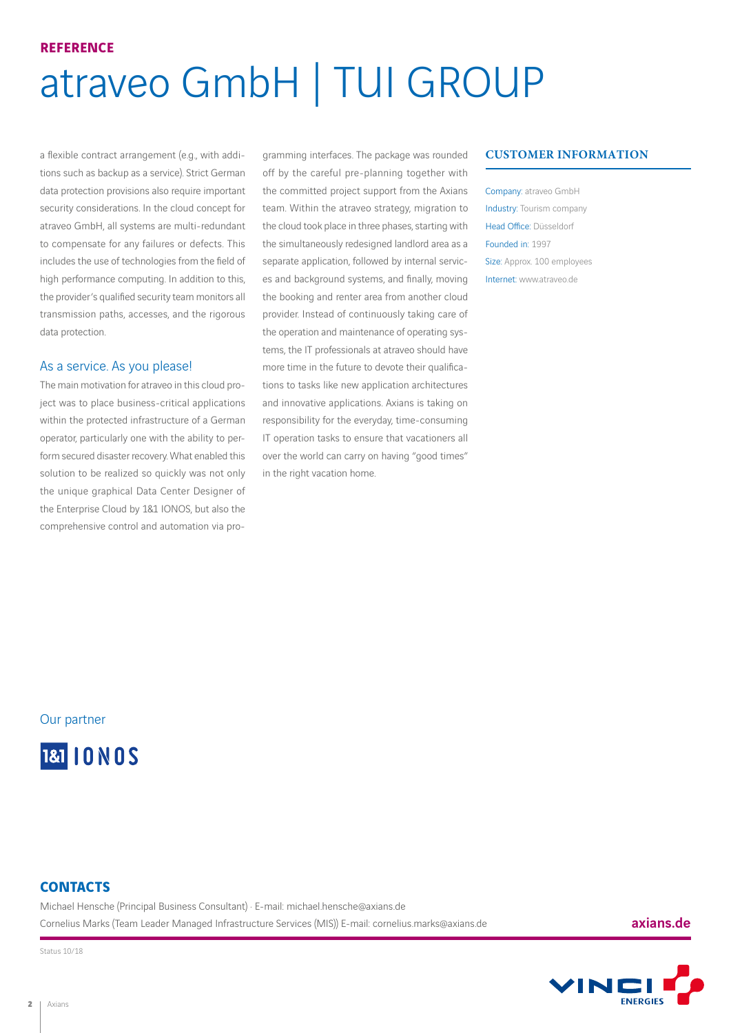REFERENCE

# atraveo GmbH | TUI GROUP

a flexible contract arrangement (e.g., with additions such as backup as a service). Strict German data protection provisions also require important security considerations. In the cloud concept for atraveo GmbH, all systems are multi-redundant to compensate for any failures or defects. This includes the use of technologies from the field of high performance computing. In addition to this, the provider's qualified security team monitors all transmission paths, accesses, and the rigorous data protection.

## As a service. As you please!

The main motivation for atraveo in this cloud project was to place business-critical applications within the protected infrastructure of a German operator, particularly one with the ability to perform secured disaster recovery. What enabled this solution to be realized so quickly was not only the unique graphical Data Center Designer of the Enterprise Cloud by 1&1 IONOS, but also the comprehensive control and automation via programming interfaces. The package was rounded off by the careful pre-planning together with the committed project support from the Axians team. Within the atraveo strategy, migration to the cloud took place in three phases, starting with the simultaneously redesigned landlord area as a separate application, followed by internal services and background systems, and finally, moving the booking and renter area from another cloud provider. Instead of continuously taking care of the operation and maintenance of operating systems, the IT professionals at atraveo should have more time in the future to devote their qualifications to tasks like new application architectures and innovative applications. Axians is taking on responsibility for the everyday, time-consuming IT operation tasks to ensure that vacationers all over the world can carry on having "good times" in the right vacation home.

## CUSTOMER INFORMATION

Company: atraveo GmbH
Industry: Tourism company
Head Office: Düsseldorf
Founded in: 1997
Size: Approx. 100 employees
Internet: www.atraveo.de

Our partner

1&1 IONOS

## CONTACTS

Michael Hensche (Principal Business Consultant) · E-mail: michael.hensche@axians.de
Cornelius Marks (Team Leader Managed Infrastructure Services (MIS)) E-mail: cornelius.marks@axians.de

axians.de

Status 10/18

VINCI ENERGIES